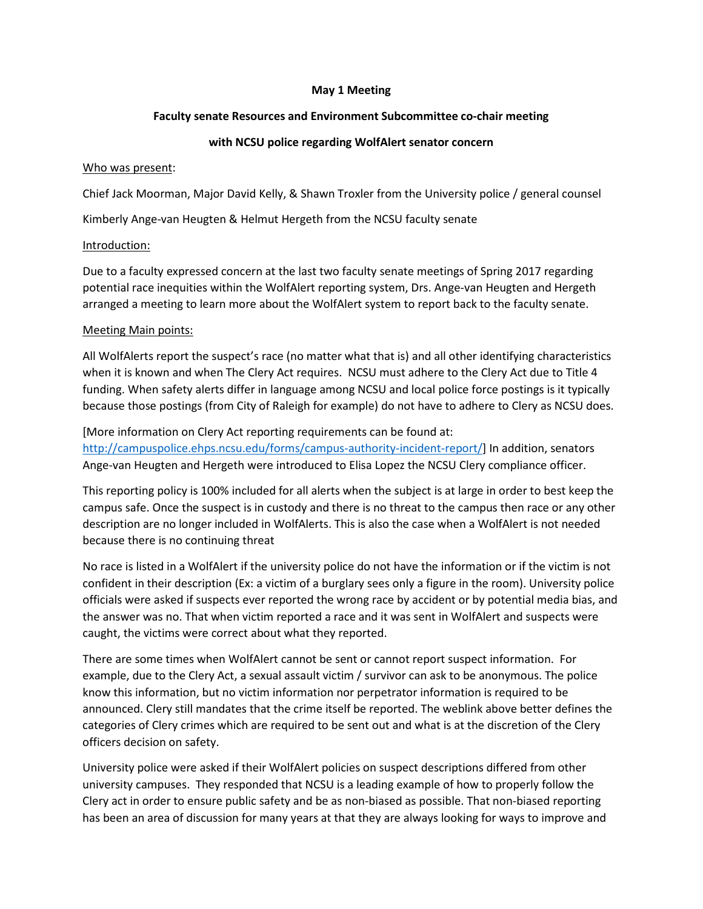**May 1 Meeting**

**Faculty senate Resources and Environment Subcommittee co-chair meeting**

**with NCSU police regarding WolfAlert senator concern**

<u>Who was present</u>:

Chief Jack Moorman, Major David Kelly, & Shawn Troxler from the University police / general counsel

Kimberly Ange-van Heugten & Helmut Hergeth from the NCSU faculty senate

<u>Introduction:</u>

Due to a faculty expressed concern at the last two faculty senate meetings of Spring 2017 regarding potential race inequities within the WolfAlert reporting system, Drs. Ange-van Heugten and Hergeth arranged a meeting to learn more about the WolfAlert system to report back to the faculty senate.

<u>Meeting Main points:</u>

All WolfAlerts report the suspect's race (no matter what that is) and all other identifying characteristics when it is known and when The Clery Act requires. NCSU must adhere to the Clery Act due to Title 4 funding. When safety alerts differ in language among NCSU and local police force postings is it typically because those postings (from City of Raleigh for example) do not have to adhere to Clery as NCSU does.

[More information on Clery Act reporting requirements can be found at: http://campuspolice.ehps.ncsu.edu/forms/campus-authority-incident-report/] In addition, senators Ange-van Heugten and Hergeth were introduced to Elisa Lopez the NCSU Clery compliance officer.

This reporting policy is 100% included for all alerts when the subject is at large in order to best keep the campus safe. Once the suspect is in custody and there is no threat to the campus then race or any other description are no longer included in WolfAlerts. This is also the case when a WolfAlert is not needed because there is no continuing threat

No race is listed in a WolfAlert if the university police do not have the information or if the victim is not confident in their description (Ex: a victim of a burglary sees only a figure in the room). University police officials were asked if suspects ever reported the wrong race by accident or by potential media bias, and the answer was no. That when victim reported a race and it was sent in WolfAlert and suspects were caught, the victims were correct about what they reported.

There are some times when WolfAlert cannot be sent or cannot report suspect information. For example, due to the Clery Act, a sexual assault victim / survivor can ask to be anonymous. The police know this information, but no victim information nor perpetrator information is required to be announced. Clery still mandates that the crime itself be reported. The weblink above better defines the categories of Clery crimes which are required to be sent out and what is at the discretion of the Clery officers decision on safety.

University police were asked if their WolfAlert policies on suspect descriptions differed from other university campuses. They responded that NCSU is a leading example of how to properly follow the Clery act in order to ensure public safety and be as non-biased as possible. That non-biased reporting has been an area of discussion for many years at that they are always looking for ways to improve and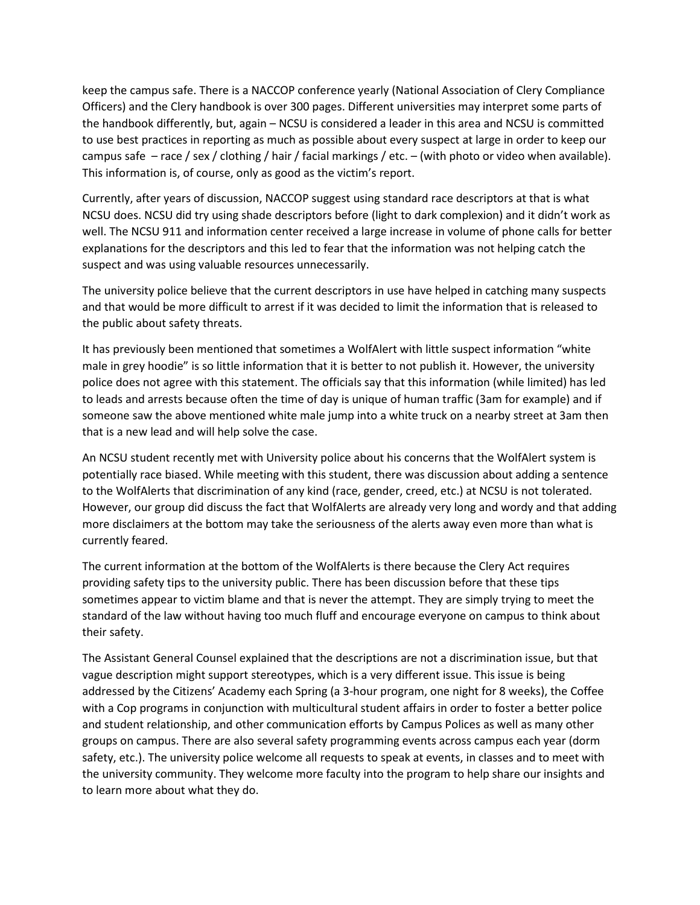keep the campus safe. There is a NACCOP conference yearly (National Association of Clery Compliance Officers) and the Clery handbook is over 300 pages. Different universities may interpret some parts of the handbook differently, but, again – NCSU is considered a leader in this area and NCSU is committed to use best practices in reporting as much as possible about every suspect at large in order to keep our campus safe – race / sex / clothing / hair / facial markings / etc. – (with photo or video when available). This information is, of course, only as good as the victim's report.

Currently, after years of discussion, NACCOP suggest using standard race descriptors at that is what NCSU does. NCSU did try using shade descriptors before (light to dark complexion) and it didn't work as well. The NCSU 911 and information center received a large increase in volume of phone calls for better explanations for the descriptors and this led to fear that the information was not helping catch the suspect and was using valuable resources unnecessarily.

The university police believe that the current descriptors in use have helped in catching many suspects and that would be more difficult to arrest if it was decided to limit the information that is released to the public about safety threats.

It has previously been mentioned that sometimes a WolfAlert with little suspect information "white male in grey hoodie" is so little information that it is better to not publish it. However, the university police does not agree with this statement. The officials say that this information (while limited) has led to leads and arrests because often the time of day is unique of human traffic (3am for example) and if someone saw the above mentioned white male jump into a white truck on a nearby street at 3am then that is a new lead and will help solve the case.

An NCSU student recently met with University police about his concerns that the WolfAlert system is potentially race biased. While meeting with this student, there was discussion about adding a sentence to the WolfAlerts that discrimination of any kind (race, gender, creed, etc.) at NCSU is not tolerated. However, our group did discuss the fact that WolfAlerts are already very long and wordy and that adding more disclaimers at the bottom may take the seriousness of the alerts away even more than what is currently feared.

The current information at the bottom of the WolfAlerts is there because the Clery Act requires providing safety tips to the university public. There has been discussion before that these tips sometimes appear to victim blame and that is never the attempt. They are simply trying to meet the standard of the law without having too much fluff and encourage everyone on campus to think about their safety.

The Assistant General Counsel explained that the descriptions are not a discrimination issue, but that vague description might support stereotypes, which is a very different issue. This issue is being addressed by the Citizens' Academy each Spring (a 3-hour program, one night for 8 weeks), the Coffee with a Cop programs in conjunction with multicultural student affairs in order to foster a better police and student relationship, and other communication efforts by Campus Polices as well as many other groups on campus. There are also several safety programming events across campus each year (dorm safety, etc.). The university police welcome all requests to speak at events, in classes and to meet with the university community. They welcome more faculty into the program to help share our insights and to learn more about what they do.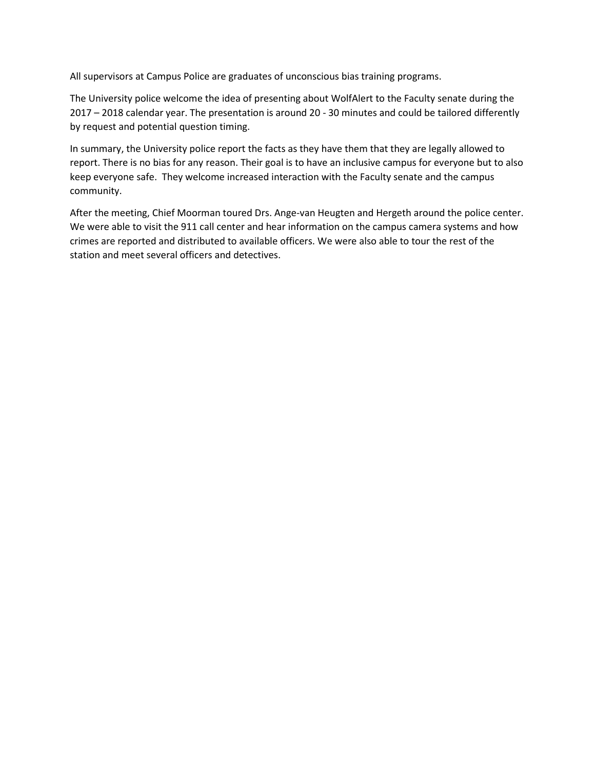All supervisors at Campus Police are graduates of unconscious bias training programs.

The University police welcome the idea of presenting about WolfAlert to the Faculty senate during the 2017 – 2018 calendar year. The presentation is around 20 - 30 minutes and could be tailored differently by request and potential question timing.

In summary, the University police report the facts as they have them that they are legally allowed to report. There is no bias for any reason. Their goal is to have an inclusive campus for everyone but to also keep everyone safe. They welcome increased interaction with the Faculty senate and the campus community.

After the meeting, Chief Moorman toured Drs. Ange-van Heugten and Hergeth around the police center. We were able to visit the 911 call center and hear information on the campus camera systems and how crimes are reported and distributed to available officers. We were also able to tour the rest of the station and meet several officers and detectives.